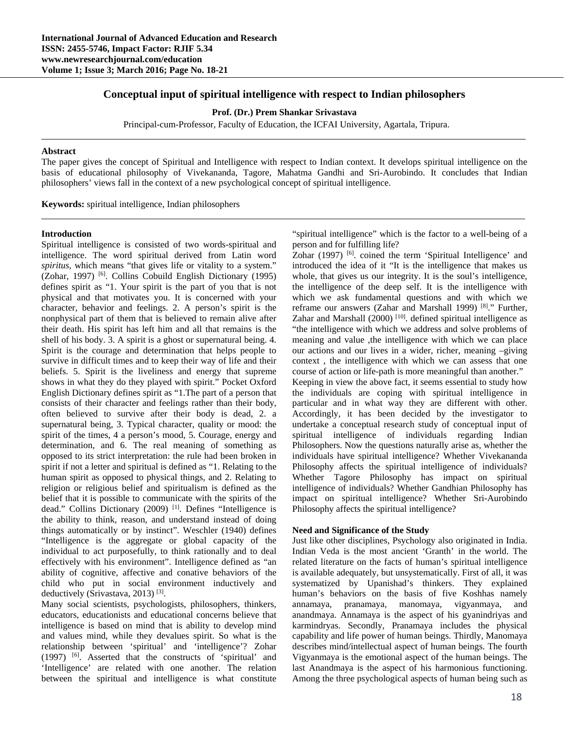# Conceptual input of spiritual intelligence with respect to Indian philosophers

**Prof. (Dr.) Prem Shankar Srivastava**

Principal-cum-Professor, Faculty of Education, the ICFAI University, Agartala, Tripura.

### Abstract

The paper gives the concept of Spiritual and Intelligence with respect to Indian context. It develops spiritual intelligence on the basis of educational philosophy of Vivekananda, Tagore, Mahatma Gandhi and Sri-Aurobindo. It concludes that Indian philosophers' views fall in the context of a new psychological concept of spiritual intelligence.

**Keywords:** spiritual intelligence, Indian philosophers

### Introduction

Spiritual intelligence is consisted of two words-spiritual and intelligence. The word spiritual derived from Latin word *spiritus*, which means "that gives life or vitality to a system." (Zohar, 1997) [6]. Collins Cobuild English Dictionary (1995) defines spirit as "1. Your spirit is the part of you that is not physical and that motivates you. It is concerned with your character, behavior and feelings. 2. A person's spirit is the nonphysical part of them that is believed to remain alive after their death. His spirit has left him and all that remains is the shell of his body. 3. A spirit is a ghost or supernatural being. 4. Spirit is the courage and determination that helps people to survive in difficult times and to keep their way of life and their beliefs. 5. Spirit is the liveliness and energy that supreme shows in what they do they played with spirit." Pocket Oxford English Dictionary defines spirit as "1.The part of a person that consists of their character and feelings rather than their body, often believed to survive after their body is dead, 2. a supernatural being, 3. Typical character, quality or mood: the spirit of the times, 4 a person's mood, 5. Courage, energy and determination, and 6. The real meaning of something as opposed to its strict interpretation: the rule had been broken in spirit if not a letter and spiritual is defined as "1. Relating to the human spirit as opposed to physical things, and 2. Relating to religion or religious belief and spiritualism is defined as the belief that it is possible to communicate with the spirits of the dead." Collins Dictionary (2009) [1]. Defines "Intelligence is the ability to think, reason, and understand instead of doing things automatically or by instinct". Weschler (1940) defines "Intelligence is the aggregate or global capacity of the individual to act purposefully, to think rationally and to deal effectively with his environment". Intelligence defined as "an ability of cognitive, affective and conative behaviors of the child who put in social environment inductively and deductively (Srivastava, 2013) [3].

Many social scientists, psychologists, philosophers, thinkers, educators, educationists and educational concerns believe that intelligence is based on mind that is ability to develop mind and values mind, while they devalues spirit. So what is the relationship between 'spiritual' and 'intelligence'? Zohar (1997) [6]. Asserted that the constructs of 'spiritual' and 'Intelligence' are related with one another. The relation between the spiritual and intelligence is what constitute "spiritual intelligence" which is the factor to a well-being of a person and for fulfilling life?

Zohar (1997) [6]. coined the term 'Spiritual Intelligence' and introduced the idea of it "It is the intelligence that makes us whole, that gives us our integrity. It is the soul's intelligence, the intelligence of the deep self. It is the intelligence with which we ask fundamental questions and with which we reframe our answers (Zahar and Marshall 1999) [8]." Further, Zahar and Marshall (2000) [10]. defined spiritual intelligence as "the intelligence with which we address and solve problems of meaning and value ,the intelligence with which we can place our actions and our lives in a wider, richer, meaning –giving context , the intelligence with which we can assess that one course of action or life-path is more meaningful than another."

Keeping in view the above fact, it seems essential to study how the individuals are coping with spiritual intelligence in particular and in what way they are different with other. Accordingly, it has been decided by the investigator to undertake a conceptual research study of conceptual input of spiritual intelligence of individuals regarding Indian Philosophers. Now the questions naturally arise as, whether the individuals have spiritual intelligence? Whether Vivekananda Philosophy affects the spiritual intelligence of individuals? Whether Tagore Philosophy has impact on spiritual intelligence of individuals? Whether Gandhian Philosophy has impact on spiritual intelligence? Whether Sri-Aurobindo Philosophy affects the spiritual intelligence?

### Need and Significance of the Study

Just like other disciplines, Psychology also originated in India. Indian Veda is the most ancient 'Granth' in the world. The related literature on the facts of human's spiritual intelligence is available adequately, but unsystematically. First of all, it was systematized by Upanishad's thinkers. They explained human's behaviors on the basis of five Koshhas namely annamaya, pranamaya, manomaya, vigyanmaya, and anandmaya. Annamaya is the aspect of his gyanindriyas and karmindryas. Secondly, Pranamaya includes the physical capability and life power of human beings. Thirdly, Manomaya describes mind/intellectual aspect of human beings. The fourth Vigyanmaya is the emotional aspect of the human beings. The last Anandmaya is the aspect of his harmonious functioning. Among the three psychological aspects of human being such as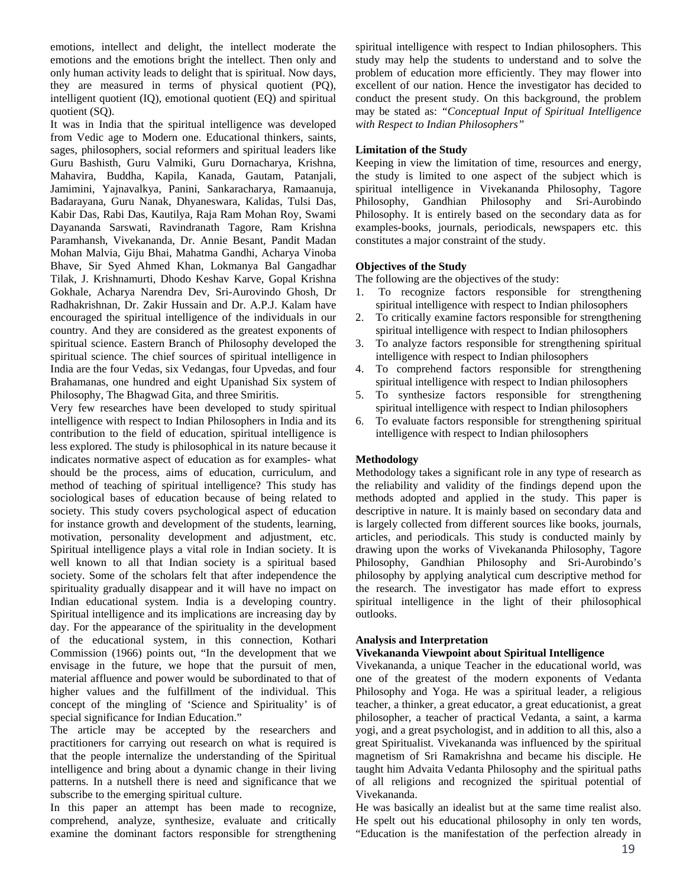emotions, intellect and delight, the intellect moderate the emotions and the emotions bright the intellect. Then only and only human activity leads to delight that is spiritual. Now days, they are measured in terms of physical quotient (PQ), intelligent quotient (IQ), emotional quotient (EQ) and spiritual quotient (SQ).

It was in India that the spiritual intelligence was developed from Vedic age to Modern one. Educational thinkers, saints, sages, philosophers, social reformers and spiritual leaders like Guru Bashisth, Guru Valmiki, Guru Dornacharya, Krishna, Mahavira, Buddha, Kapila, Kanada, Gautam, Patanjali, Jamimini, Yajnavalkya, Panini, Sankaracharya, Ramaanuja, Badarayana, Guru Nanak, Dhyaneswara, Kalidas, Tulsi Das, Kabir Das, Rabi Das, Kautilya, Raja Ram Mohan Roy, Swami Dayananda Sarswati, Ravindranath Tagore, Ram Krishna Paramhansh, Vivekananda, Dr. Annie Besant, Pandit Madan Mohan Malvia, Giju Bhai, Mahatma Gandhi, Acharya Vinoba Bhave, Sir Syed Ahmed Khan, Lokmanya Bal Gangadhar Tilak, J. Krishnamurti, Dhodo Keshav Karve, Gopal Krishna Gokhale, Acharya Narendra Dev, Sri-Aurovindo Ghosh, Dr Radhakrishnan, Dr. Zakir Hussain and Dr. A.P.J. Kalam have encouraged the spiritual intelligence of the individuals in our country. And they are considered as the greatest exponents of spiritual science. Eastern Branch of Philosophy developed the spiritual science. The chief sources of spiritual intelligence in India are the four Vedas, six Vedangas, four Upvedas, and four Brahamanas, one hundred and eight Upanishad Six system of Philosophy, The Bhagwad Gita, and three Smiritis.

Very few researches have been developed to study spiritual intelligence with respect to Indian Philosophers in India and its contribution to the field of education, spiritual intelligence is less explored. The study is philosophical in its nature because it indicates normative aspect of education as for examples- what should be the process, aims of education, curriculum, and method of teaching of spiritual intelligence? This study has sociological bases of education because of being related to society. This study covers psychological aspect of education for instance growth and development of the students, learning, motivation, personality development and adjustment, etc. Spiritual intelligence plays a vital role in Indian society. It is well known to all that Indian society is a spiritual based society. Some of the scholars felt that after independence the spirituality gradually disappear and it will have no impact on Indian educational system. India is a developing country. Spiritual intelligence and its implications are increasing day by day. For the appearance of the spirituality in the development of the educational system, in this connection, Kothari Commission (1966) points out, "In the development that we envisage in the future, we hope that the pursuit of men, material affluence and power would be subordinated to that of higher values and the fulfillment of the individual. This concept of the mingling of 'Science and Spirituality' is of special significance for Indian Education."

The article may be accepted by the researchers and practitioners for carrying out research on what is required is that the people internalize the understanding of the Spiritual intelligence and bring about a dynamic change in their living patterns. In a nutshell there is need and significance that we subscribe to the emerging spiritual culture.

In this paper an attempt has been made to recognize, comprehend, analyze, synthesize, evaluate and critically examine the dominant factors responsible for strengthening spiritual intelligence with respect to Indian philosophers. This study may help the students to understand and to solve the problem of education more efficiently. They may flower into excellent of our nation. Hence the investigator has decided to conduct the present study. On this background, the problem may be stated as: *"Conceptual Input of Spiritual Intelligence with Respect to Indian Philosophers"*

**Limitation of the Study**

Keeping in view the limitation of time, resources and energy, the study is limited to one aspect of the subject which is spiritual intelligence in Vivekananda Philosophy, Tagore Philosophy, Gandhian Philosophy and Sri-Aurobindo Philosophy. It is entirely based on the secondary data as for examples-books, journals, periodicals, newspapers etc. this constitutes a major constraint of the study.

**Objectives of the Study**

The following are the objectives of the study:

1. To recognize factors responsible for strengthening spiritual intelligence with respect to Indian philosophers
2. To critically examine factors responsible for strengthening spiritual intelligence with respect to Indian philosophers
3. To analyze factors responsible for strengthening spiritual intelligence with respect to Indian philosophers
4. To comprehend factors responsible for strengthening spiritual intelligence with respect to Indian philosophers
5. To synthesize factors responsible for strengthening spiritual intelligence with respect to Indian philosophers
6. To evaluate factors responsible for strengthening spiritual intelligence with respect to Indian philosophers

**Methodology**

Methodology takes a significant role in any type of research as the reliability and validity of the findings depend upon the methods adopted and applied in the study. This paper is descriptive in nature. It is mainly based on secondary data and is largely collected from different sources like books, journals, articles, and periodicals. This study is conducted mainly by drawing upon the works of Vivekananda Philosophy, Tagore Philosophy, Gandhian Philosophy and Sri-Aurobindo's philosophy by applying analytical cum descriptive method for the research. The investigator has made effort to express spiritual intelligence in the light of their philosophical outlooks.

**Analysis and Interpretation**

**Vivekananda Viewpoint about Spiritual Intelligence**

Vivekananda, a unique Teacher in the educational world, was one of the greatest of the modern exponents of Vedanta Philosophy and Yoga. He was a spiritual leader, a religious teacher, a thinker, a great educator, a great educationist, a great philosopher, a teacher of practical Vedanta, a saint, a karma yogi, and a great psychologist, and in addition to all this, also a great Spiritualist. Vivekananda was influenced by the spiritual magnetism of Sri Ramakrishna and became his disciple. He taught him Advaita Vedanta Philosophy and the spiritual paths of all religions and recognized the spiritual potential of Vivekananda.

He was basically an idealist but at the same time realist also. He spelt out his educational philosophy in only ten words, "Education is the manifestation of the perfection already in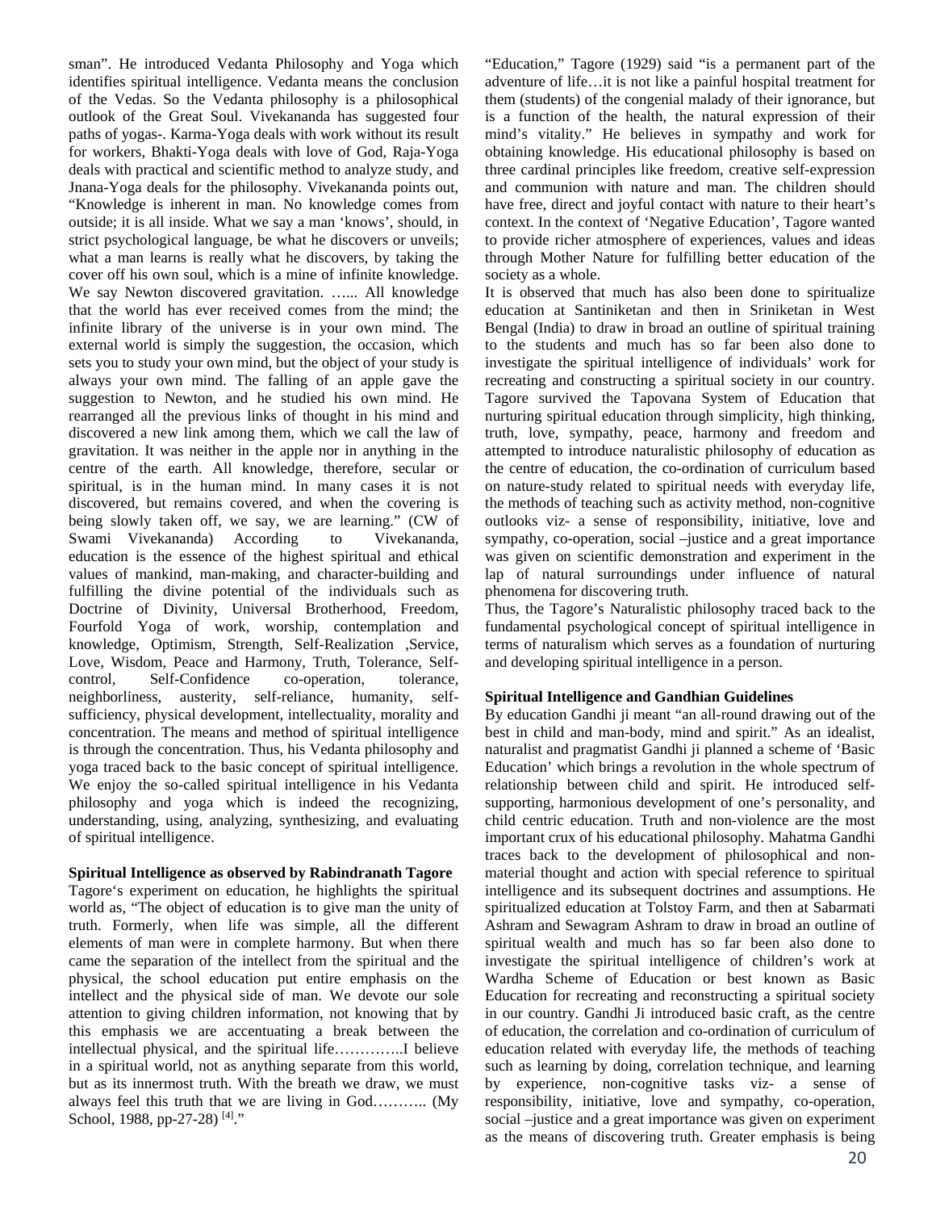sman”. He introduced Vedanta Philosophy and Yoga which identifies spiritual intelligence. Vedanta means the conclusion of the Vedas. So the Vedanta philosophy is a philosophical outlook of the Great Soul. Vivekananda has suggested four paths of yogas-. Karma-Yoga deals with work without its result for workers, Bhakti-Yoga deals with love of God, Raja-Yoga deals with practical and scientific method to analyze study, and Jnana-Yoga deals for the philosophy. Vivekananda points out, “Knowledge is inherent in man. No knowledge comes from outside; it is all inside. What we say a man ‘knows’, should, in strict psychological language, be what he discovers or unveils; what a man learns is really what he discovers, by taking the cover off his own soul, which is a mine of infinite knowledge. We say Newton discovered gravitation. …... All knowledge that the world has ever received comes from the mind; the infinite library of the universe is in your own mind. The external world is simply the suggestion, the occasion, which sets you to study your own mind, but the object of your study is always your own mind. The falling of an apple gave the suggestion to Newton, and he studied his own mind. He rearranged all the previous links of thought in his mind and discovered a new link among them, which we call the law of gravitation. It was neither in the apple nor in anything in the centre of the earth. All knowledge, therefore, secular or spiritual, is in the human mind. In many cases it is not discovered, but remains covered, and when the covering is being slowly taken off, we say, we are learning.” (CW of Swami Vivekananda) According to Vivekananda, education is the essence of the highest spiritual and ethical values of mankind, man-making, and character-building and fulfilling the divine potential of the individuals such as Doctrine of Divinity, Universal Brotherhood, Freedom, Fourfold Yoga of work, worship, contemplation and knowledge, Optimism, Strength, Self-Realization ,Service, Love, Wisdom, Peace and Harmony, Truth, Tolerance, Self-control, Self-Confidence co-operation, tolerance, neighborliness, austerity, self-reliance, humanity, self-sufficiency, physical development, intellectuality, morality and concentration. The means and method of spiritual intelligence is through the concentration. Thus, his Vedanta philosophy and yoga traced back to the basic concept of spiritual intelligence. We enjoy the so-called spiritual intelligence in his Vedanta philosophy and yoga which is indeed the recognizing, understanding, using, analyzing, synthesizing, and evaluating of spiritual intelligence.

**Spiritual Intelligence as observed by Rabindranath Tagore**

Tagore‘s experiment on education, he highlights the spiritual world as, “The object of education is to give man the unity of truth. Formerly, when life was simple, all the different elements of man were in complete harmony. But when there came the separation of the intellect from the spiritual and the physical, the school education put entire emphasis on the intellect and the physical side of man. We devote our sole attention to giving children information, not knowing that by this emphasis we are accentuating a break between the intellectual physical, and the spiritual life…………..I believe in a spiritual world, not as anything separate from this world, but as its innermost truth. With the breath we draw, we must always feel this truth that we are living in God……….. (My School, 1988, pp-27-28) [4].”

“Education,” Tagore (1929) said “is a permanent part of the adventure of life…it is not like a painful hospital treatment for them (students) of the congenial malady of their ignorance, but is a function of the health, the natural expression of their mind’s vitality.” He believes in sympathy and work for obtaining knowledge. His educational philosophy is based on three cardinal principles like freedom, creative self-expression and communion with nature and man. The children should have free, direct and joyful contact with nature to their heart’s context. In the context of ‘Negative Education’, Tagore wanted to provide richer atmosphere of experiences, values and ideas through Mother Nature for fulfilling better education of the society as a whole.

It is observed that much has also been done to spiritualize education at Santiniketan and then in Sriniketan in West Bengal (India) to draw in broad an outline of spiritual training to the students and much has so far been also done to investigate the spiritual intelligence of individuals’ work for recreating and constructing a spiritual society in our country. Tagore survived the Tapovana System of Education that nurturing spiritual education through simplicity, high thinking, truth, love, sympathy, peace, harmony and freedom and attempted to introduce naturalistic philosophy of education as the centre of education, the co-ordination of curriculum based on nature-study related to spiritual needs with everyday life, the methods of teaching such as activity method, non-cognitive outlooks viz- a sense of responsibility, initiative, love and sympathy, co-operation, social –justice and a great importance was given on scientific demonstration and experiment in the lap of natural surroundings under influence of natural phenomena for discovering truth.

Thus, the Tagore’s Naturalistic philosophy traced back to the fundamental psychological concept of spiritual intelligence in terms of naturalism which serves as a foundation of nurturing and developing spiritual intelligence in a person.

**Spiritual Intelligence and Gandhian Guidelines**

By education Gandhi ji meant “an all-round drawing out of the best in child and man-body, mind and spirit.” As an idealist, naturalist and pragmatist Gandhi ji planned a scheme of ‘Basic Education’ which brings a revolution in the whole spectrum of relationship between child and spirit. He introduced self-supporting, harmonious development of one’s personality, and child centric education. Truth and non-violence are the most important crux of his educational philosophy. Mahatma Gandhi traces back to the development of philosophical and non-material thought and action with special reference to spiritual intelligence and its subsequent doctrines and assumptions. He spiritualized education at Tolstoy Farm, and then at Sabarmati Ashram and Sewagram Ashram to draw in broad an outline of spiritual wealth and much has so far been also done to investigate the spiritual intelligence of children’s work at Wardha Scheme of Education or best known as Basic Education for recreating and reconstructing a spiritual society in our country. Gandhi Ji introduced basic craft, as the centre of education, the correlation and co-ordination of curriculum of education related with everyday life, the methods of teaching such as learning by doing, correlation technique, and learning by experience, non-cognitive tasks viz- a sense of responsibility, initiative, love and sympathy, co-operation, social –justice and a great importance was given on experiment as the means of discovering truth. Greater emphasis is being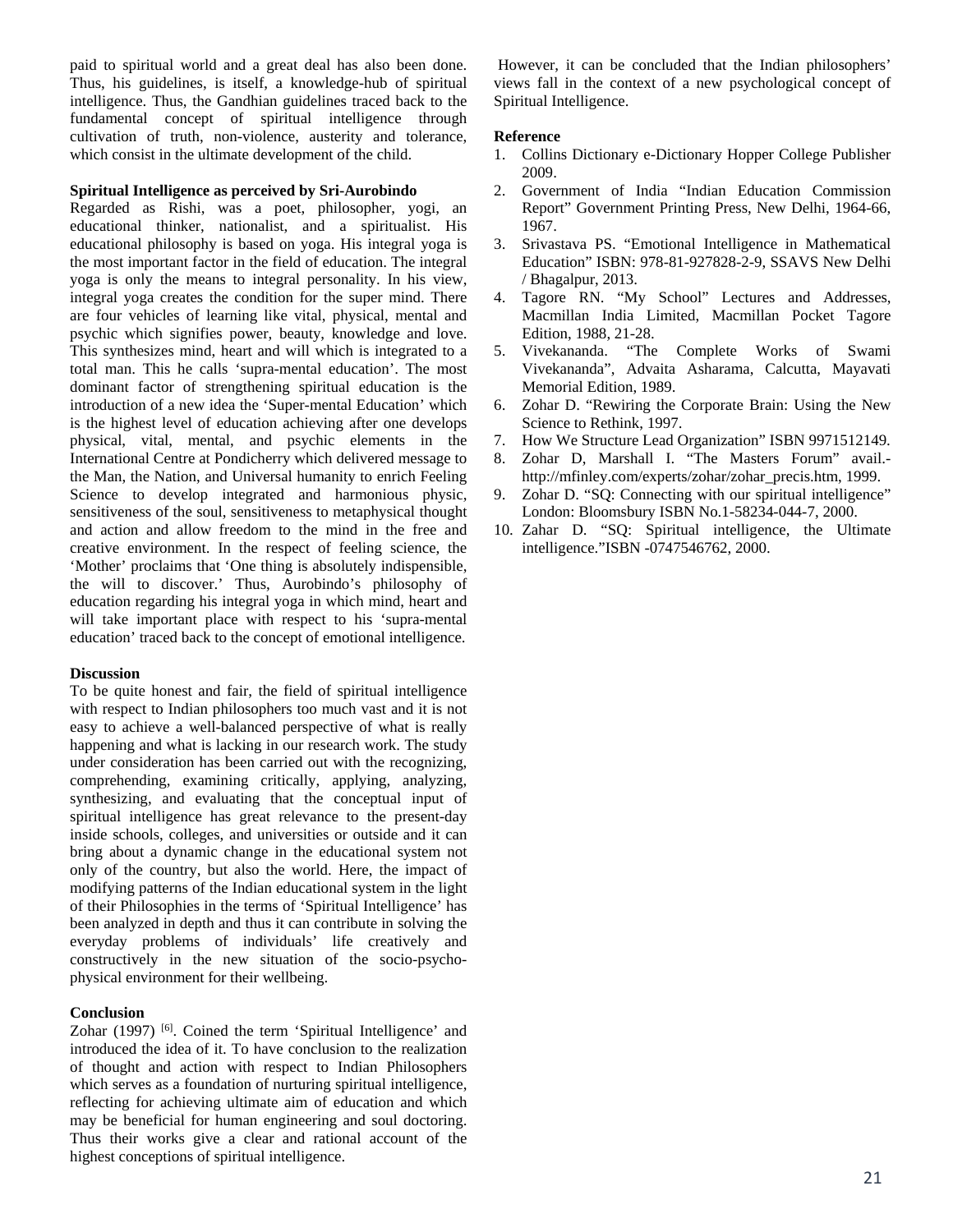paid to spiritual world and a great deal has also been done. Thus, his guidelines, is itself, a knowledge-hub of spiritual intelligence. Thus, the Gandhian guidelines traced back to the fundamental concept of spiritual intelligence through cultivation of truth, non-violence, austerity and tolerance, which consist in the ultimate development of the child.

**Spiritual Intelligence as perceived by Sri-Aurobindo**

Regarded as Rishi, was a poet, philosopher, yogi, an educational thinker, nationalist, and a spiritualist. His educational philosophy is based on yoga. His integral yoga is the most important factor in the field of education. The integral yoga is only the means to integral personality. In his view, integral yoga creates the condition for the super mind. There are four vehicles of learning like vital, physical, mental and psychic which signifies power, beauty, knowledge and love. This synthesizes mind, heart and will which is integrated to a total man. This he calls 'supra-mental education'. The most dominant factor of strengthening spiritual education is the introduction of a new idea the 'Super-mental Education' which is the highest level of education achieving after one develops physical, vital, mental, and psychic elements in the International Centre at Pondicherry which delivered message to the Man, the Nation, and Universal humanity to enrich Feeling Science to develop integrated and harmonious physic, sensitiveness of the soul, sensitiveness to metaphysical thought and action and allow freedom to the mind in the free and creative environment. In the respect of feeling science, the 'Mother' proclaims that 'One thing is absolutely indispensible, the will to discover.' Thus, Aurobindo's philosophy of education regarding his integral yoga in which mind, heart and will take important place with respect to his 'supra-mental education' traced back to the concept of emotional intelligence.

**Discussion**

To be quite honest and fair, the field of spiritual intelligence with respect to Indian philosophers too much vast and it is not easy to achieve a well-balanced perspective of what is really happening and what is lacking in our research work. The study under consideration has been carried out with the recognizing, comprehending, examining critically, applying, analyzing, synthesizing, and evaluating that the conceptual input of spiritual intelligence has great relevance to the present-day inside schools, colleges, and universities or outside and it can bring about a dynamic change in the educational system not only of the country, but also the world. Here, the impact of modifying patterns of the Indian educational system in the light of their Philosophies in the terms of 'Spiritual Intelligence' has been analyzed in depth and thus it can contribute in solving the everyday problems of individuals' life creatively and constructively in the new situation of the socio-psycho-physical environment for their wellbeing.

**Conclusion**

Zohar (1997) [6]. Coined the term 'Spiritual Intelligence' and introduced the idea of it. To have conclusion to the realization of thought and action with respect to Indian Philosophers which serves as a foundation of nurturing spiritual intelligence, reflecting for achieving ultimate aim of education and which may be beneficial for human engineering and soul doctoring. Thus their works give a clear and rational account of the highest conceptions of spiritual intelligence.

However, it can be concluded that the Indian philosophers' views fall in the context of a new psychological concept of Spiritual Intelligence.

**Reference**

1. Collins Dictionary e-Dictionary Hopper College Publisher 2009.
2. Government of India "Indian Education Commission Report" Government Printing Press, New Delhi, 1964-66, 1967.
3. Srivastava PS. "Emotional Intelligence in Mathematical Education" ISBN: 978-81-927828-2-9, SSAVS New Delhi / Bhagalpur, 2013.
4. Tagore RN. "My School" Lectures and Addresses, Macmillan India Limited, Macmillan Pocket Tagore Edition, 1988, 21-28.
5. Vivekananda. "The Complete Works of Swami Vivekananda", Advaita Asharama, Calcutta, Mayavati Memorial Edition, 1989.
6. Zohar D. "Rewiring the Corporate Brain: Using the New Science to Rethink, 1997.
7. How We Structure Lead Organization" ISBN 9971512149.
8. Zohar D, Marshall I. "The Masters Forum" avail.- http://mfinley.com/experts/zohar/zohar_precis.htm, 1999.
9. Zohar D. "SQ: Connecting with our spiritual intelligence" London: Bloomsbury ISBN No.1-58234-044-7, 2000.
10. Zahar D. "SQ: Spiritual intelligence, the Ultimate intelligence."ISBN -0747546762, 2000.